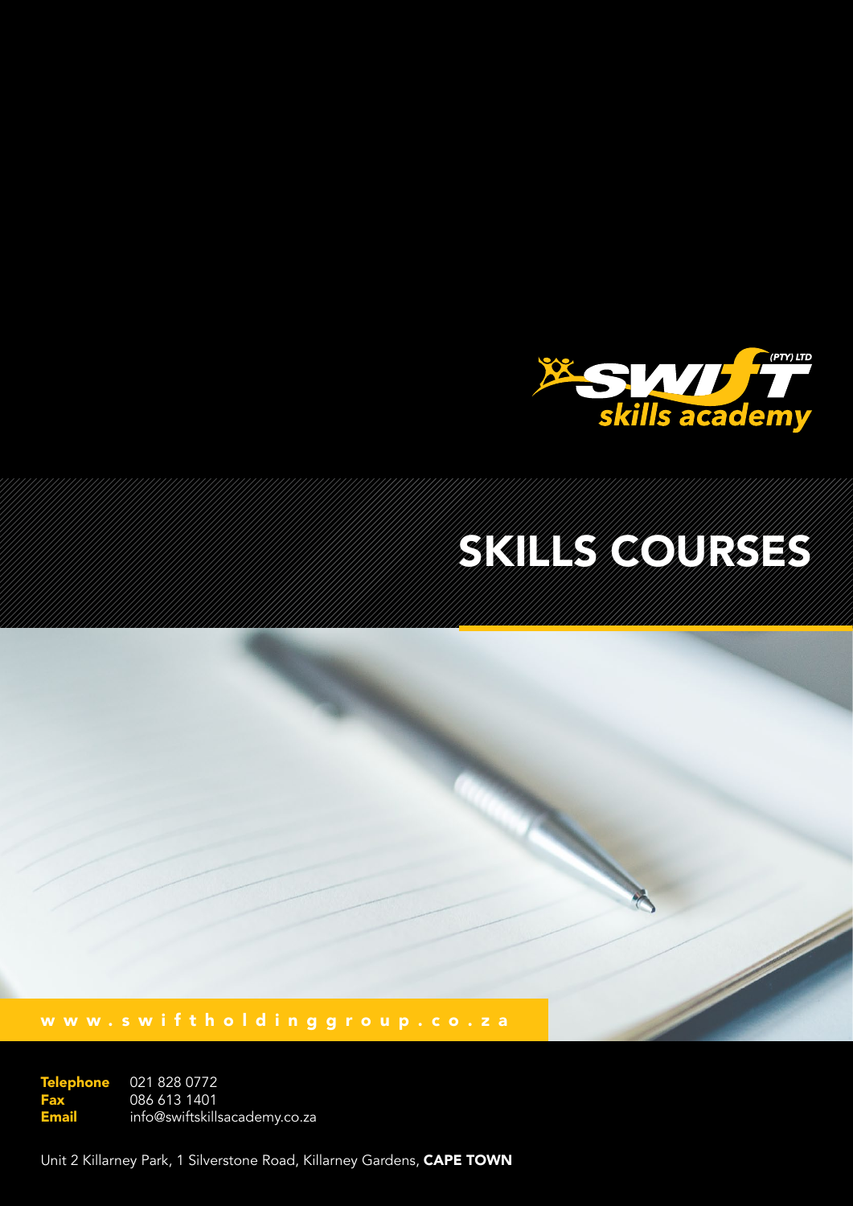SWIFT (PTY) LTD
*skills academy*

# SKILLS COURSES

www.swiftholdinggroup.co.za

**Telephone** 021 828 0772
**Fax** 086 613 1401
**Email** info@swiftskillsacademy.co.za

Unit 2 Killarney Park, 1 Silverstone Road, Killarney Gardens, **CAPE TOWN**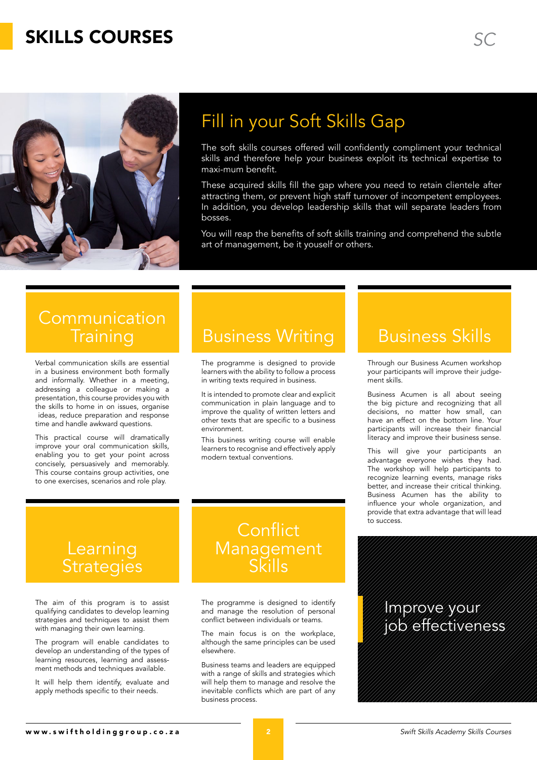# SKILLS COURSES

## Fill in your Soft Skills Gap

The soft skills courses offered will confidently compliment your technical skills and therefore help your business exploit its technical expertise to maxi-mum benefit.

These acquired skills fill the gap where you need to retain clientele after attracting them, or prevent high staff turnover of incompetent employees. In addition, you develop leadership skills that will separate leaders from bosses.

You will reap the benefits of soft skills training and comprehend the subtle art of management, be it youself or others.

## Communication Training

Verbal communication skills are essential in a business environment both formally and informally. Whether in a meeting, addressing a colleague or making a presentation, this course provides you with the skills to home in on issues, organise ideas, reduce preparation and response time and handle awkward questions.

This practical course will dramatically improve your oral communication skills, enabling you to get your point across concisely, persuasively and memorably. This course contains group activities, one to one exercises, scenarios and role play.

## Business Writing

The programme is designed to provide learners with the ability to follow a process in writing texts required in business.

It is intended to promote clear and explicit communication in plain language and to improve the quality of written letters and other texts that are specific to a business environment.

This business writing course will enable learners to recognise and effectively apply modern textual conventions.

## Business Skills

Through our Business Acumen workshop your participants will improve their judge-ment skills.

Business Acumen is all about seeing the big picture and recognizing that all decisions, no matter how small, can have an effect on the bottom line. Your participants will increase their financial literacy and improve their business sense.

This will give your participants an advantage everyone wishes they had. The workshop will help participants to recognize learning events, manage risks better, and increase their critical thinking. Business Acumen has the ability to influence your whole organization, and provide that extra advantage that will lead to success.

## Learning Strategies

The aim of this program is to assist qualifying candidates to develop learning strategies and techniques to assist them with managing their own learning.

The program will enable candidates to develop an understanding of the types of learning resources, learning and assess-ment methods and techniques available.

It will help them identify, evaluate and apply methods specific to their needs.

## Conflict Management Skills

The programme is designed to identify and manage the resolution of personal conflict between individuals or teams.

The main focus is on the workplace, although the same principles can be used elsewhere.

Business teams and leaders are equipped with a range of skills and strategies which will help them to manage and resolve the inevitable conflicts which are part of any business process.

## Improve your job effectiveness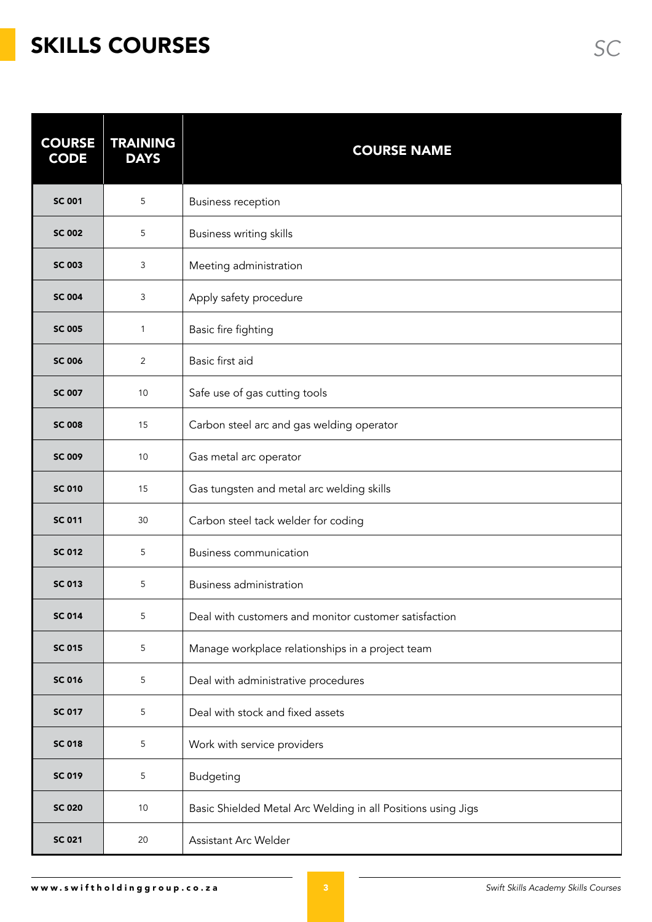# SKILLS COURSES

| COURSE CODE | TRAINING DAYS | COURSE NAME |
|---|---|---|
| SC 001 | 5 | Business reception |
| SC 002 | 5 | Business writing skills |
| SC 003 | 3 | Meeting administration |
| SC 004 | 3 | Apply safety procedure |
| SC 005 | 1 | Basic fire fighting |
| SC 006 | 2 | Basic first aid |
| SC 007 | 10 | Safe use of gas cutting tools |
| SC 008 | 15 | Carbon steel arc and gas welding operator |
| SC 009 | 10 | Gas metal arc operator |
| SC 010 | 15 | Gas tungsten and metal arc welding skills |
| SC 011 | 30 | Carbon steel tack welder for coding |
| SC 012 | 5 | Business communication |
| SC 013 | 5 | Business administration |
| SC 014 | 5 | Deal with customers and monitor customer satisfaction |
| SC 015 | 5 | Manage workplace relationships in a project team |
| SC 016 | 5 | Deal with administrative procedures |
| SC 017 | 5 | Deal with stock and fixed assets |
| SC 018 | 5 | Work with service providers |
| SC 019 | 5 | Budgeting |
| SC 020 | 10 | Basic Shielded Metal Arc Welding in all Positions using Jigs |
| SC 021 | 20 | Assistant Arc Welder |